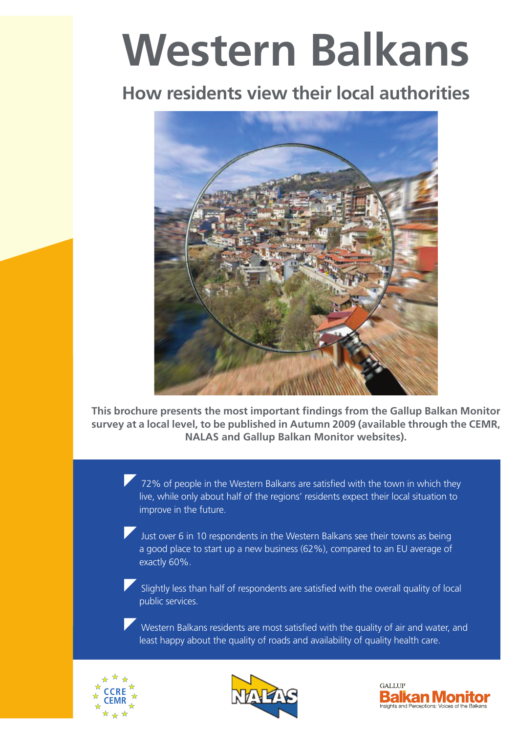# Western Balkans

## How residents view their local authorities

**This brochure presents the most important findings from the Gallup Balkan Monitor survey at a local level, to be published in Autumn 2009 (available through the CEMR, NALAS and Gallup Balkan Monitor websites).**

- 72% of people in the Western Balkans are satisfied with the town in which they live, while only about half of the regions' residents expect their local situation to improve in the future.
- Just over 6 in 10 respondents in the Western Balkans see their towns as being a good place to start up a new business (62%), compared to an EU average of exactly 60%.
- Slightly less than half of respondents are satisfied with the overall quality of local public services.
- Western Balkans residents are most satisfied with the quality of air and water, and least happy about the quality of roads and availability of quality health care.

CCRE CEMR

NALAS

GALLUP Balkan Monitor
Insights and Perceptions: Voices of the Balkans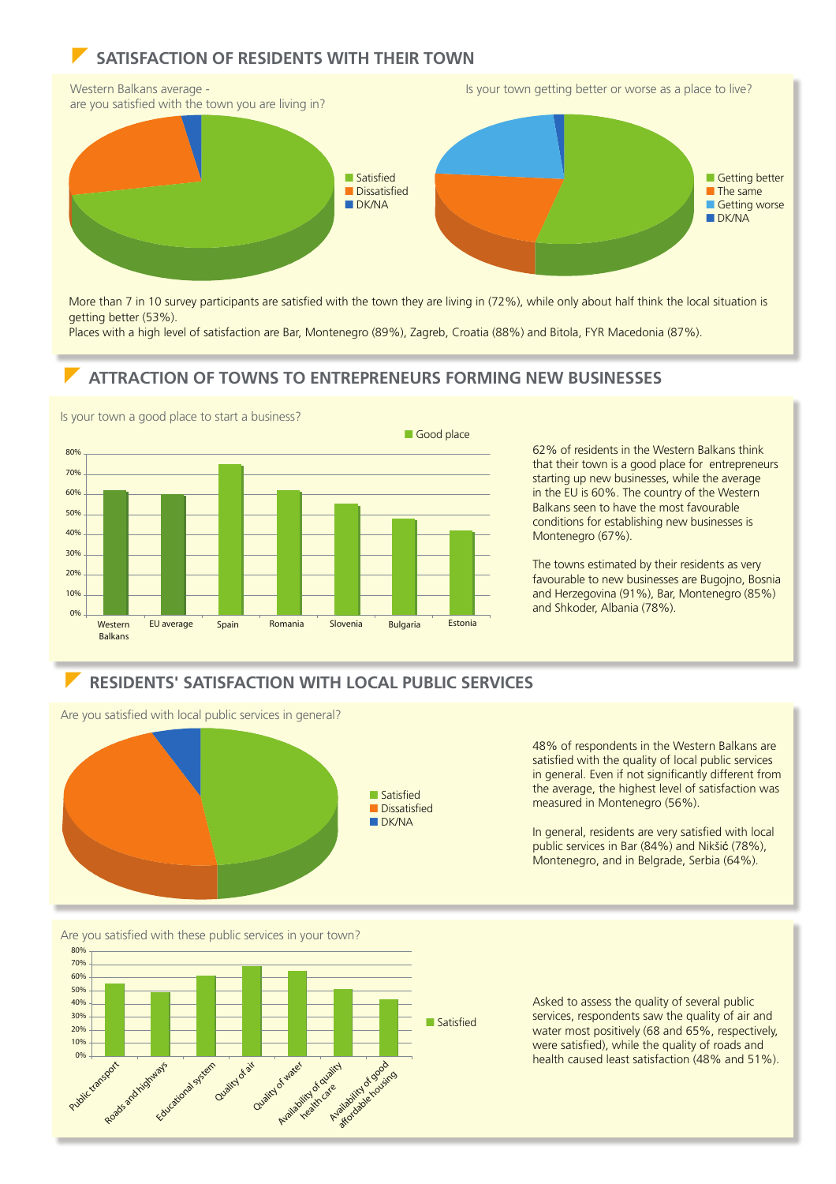## SATISFACTION OF RESIDENTS WITH THEIR TOWN

Western Balkans average - are you satisfied with the town you are living in?

- Satisfied
- Dissatisfied
- DK/NA

Is your town getting better or worse as a place to live?

- Getting better
- The same
- Getting worse
- DK/NA

More than 7 in 10 survey participants are satisfied with the town they are living in (72%), while only about half think the local situation is getting better (53%).
Places with a high level of satisfaction are Bar, Montenegro (89%), Zagreb, Croatia (88%) and Bitola, FYR Macedonia (87%).

## ATTRACTION OF TOWNS TO ENTREPRENEURS FORMING NEW BUSINESSES

Is your town a good place to start a business?

Good place

| | Western Balkans | EU average | Spain | Romania | Slovenia | Bulgaria | Estonia |
|---|---|---|---|---|---|---|---|
| Good place | 62% | 60% | 75% | 62% | 55% | 48% | 42% |

62% of residents in the Western Balkans think that their town is a good place for entrepreneurs starting up new businesses, while the average in the EU is 60%. The country of the Western Balkans seen to have the most favourable conditions for establishing new businesses is Montenegro (67%).

The towns estimated by their residents as very favourable to new businesses are Bugojno, Bosnia and Herzegovina (91%), Bar, Montenegro (85%) and Shkoder, Albania (78%).

## RESIDENTS' SATISFACTION WITH LOCAL PUBLIC SERVICES

Are you satisfied with local public services in general?

- Satisfied
- Dissatisfied
- DK/NA

48% of respondents in the Western Balkans are satisfied with the quality of local public services in general. Even if not significantly different from the average, the highest level of satisfaction was measured in Montenegro (56%).

In general, residents are very satisfied with local public services in Bar (84%) and Nikšić (78%), Montenegro, and in Belgrade, Serbia (64%).

Are you satisfied with these public services in your town?

| | Public transport | Roads and highways | Educational system | Quality of air | Quality of water | Availability of quality health care | Availability of good affordable housing |
|---|---|---|---|---|---|---|---|
| Satisfied | 55% | 48% | 61% | 68% | 65% | 51% | 43% |

Asked to assess the quality of several public services, respondents saw the quality of air and water most positively (68 and 65%, respectively, were satisfied), while the quality of roads and health caused least satisfaction (48% and 51%).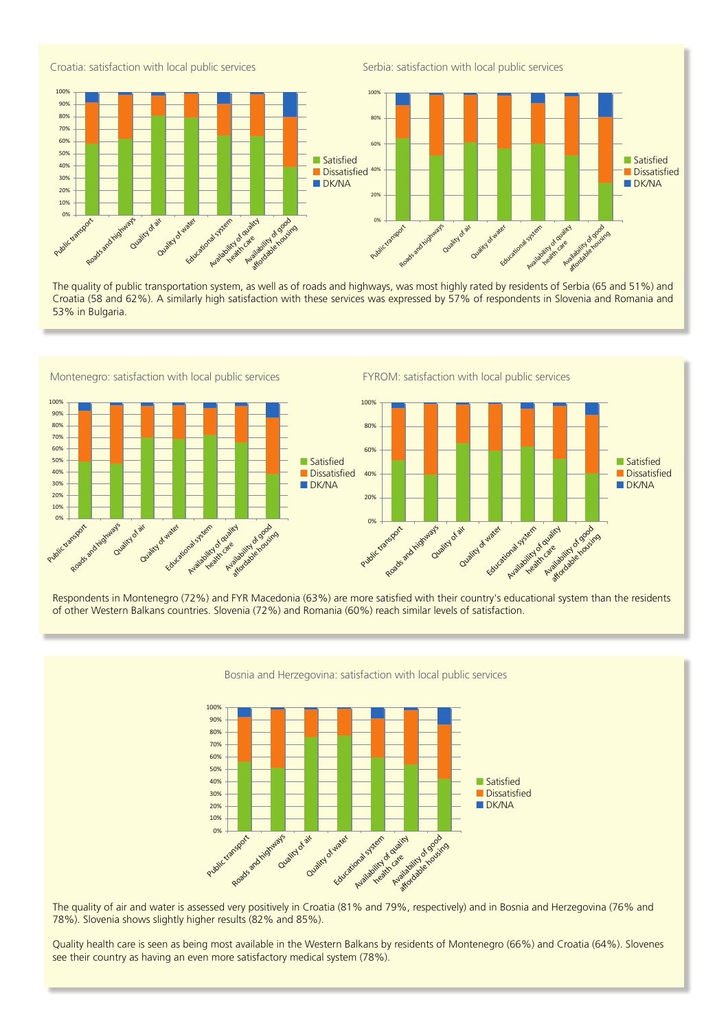Croatia: satisfaction with local public services

Serbia: satisfaction with local public services

The quality of public transportation system, as well as of roads and highways, was most highly rated by residents of Serbia (65 and 51%) and Croatia (58 and 62%). A similarly high satisfaction with these services was expressed by 57% of respondents in Slovenia and Romania and 53% in Bulgaria.

Montenegro: satisfaction with local public services

FYROM: satisfaction with local public services

Respondents in Montenegro (72%) and FYR Macedonia (63%) are more satisfied with their country's educational system than the residents of other Western Balkans countries. Slovenia (72%) and Romania (60%) reach similar levels of satisfaction.

Bosnia and Herzegovina: satisfaction with local public services

The quality of air and water is assessed very positively in Croatia (81% and 79%, respectively) and in Bosnia and Herzegovina (76% and 78%). Slovenia shows slightly higher results (82% and 85%).

Quality health care is seen as being most available in the Western Balkans by residents of Montenegro (66%) and Croatia (64%). Slovenes see their country as having an even more satisfactory medical system (78%).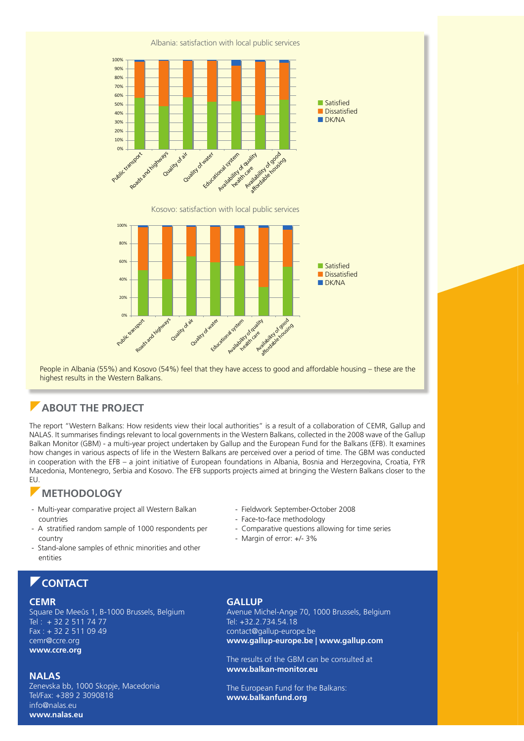Albania: satisfaction with local public services

100%
90%
80%
70%
60%
50%
40%
30%
20%
10%
0%

Public transport
Roads and highways
Quality of air
Quality of water
Educational system
Availability of quality health care
Availability of good affordable housing

Satisfied
Dissatisfied
DK/NA

Kosovo: satisfaction with local public services

100%
80%
60%
40%
20%
0%

Public transport
Roads and highways
Quality of air
Quality of water
Educational system
Availability of quality health care
Availability of good affordable housing

Satisfied
Dissatisfied
DK/NA

People in Albania (55%) and Kosovo (54%) feel that they have access to good and affordable housing – these are the highest results in the Western Balkans.

## ABOUT THE PROJECT

The report "Western Balkans: How residents view their local authorities" is a result of a collaboration of CEMR, Gallup and NALAS. It summarises findings relevant to local governments in the Western Balkans, collected in the 2008 wave of the Gallup Balkan Monitor (GBM) - a multi-year project undertaken by Gallup and the European Fund for the Balkans (EFB). It examines how changes in various aspects of life in the Western Balkans are perceived over a period of time. The GBM was conducted in cooperation with the EFB – a joint initiative of European foundations in Albania, Bosnia and Herzegovina, Croatia, FYR Macedonia, Montenegro, Serbia and Kosovo. The EFB supports projects aimed at bringing the Western Balkans closer to the EU.

## METHODOLOGY

- Multi-year comparative project all Western Balkan countries
- A stratified random sample of 1000 respondents per country
- Stand-alone samples of ethnic minorities and other entities
- Fieldwork September-October 2008
- Face-to-face methodology
- Comparative questions allowing for time series
- Margin of error: +/- 3%

## CONTACT

### CEMR

Square De Meeûs 1, B-1000 Brussels, Belgium
Tel : + 32 2 511 74 77
Fax : + 32 2 511 09 49
cemr@ccre.org
**www.ccre.org**

### NALAS

Zenevska bb, 1000 Skopje, Macedonia
Tel/Fax: +389 2 3090818
info@nalas.eu
**www.nalas.eu**

### GALLUP

Avenue Michel-Ange 70, 1000 Brussels, Belgium
Tel: +32.2.734.54.18
contact@gallup-europe.be
**www.gallup-europe.be | www.gallup.com**

The results of the GBM can be consulted at
**www.balkan-monitor.eu**

The European Fund for the Balkans:
**www.balkanfund.org**